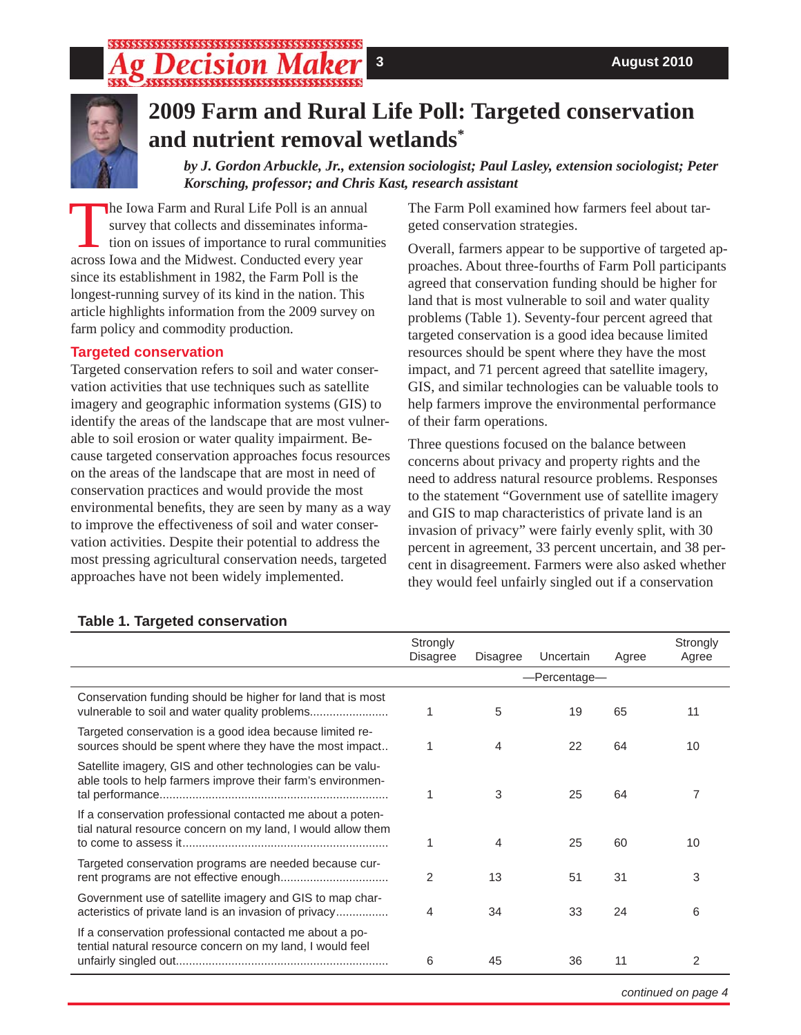# 2009 Farm and Rural Life Poll: Targeted conservation and nutrient removal wetlands*

*by J. Gordon Arbuckle, Jr., extension sociologist; Paul Lasley, extension sociologist; Peter Korsching, professor; and Chris Kast, research assistant*

The Iowa Farm and Rural Life Poll is an annual survey that collects and disseminates information on issues of importance to rural communities across Iowa and the Midwest. Conducted every year since its establishment in 1982, the Farm Poll is the longest-running survey of its kind in the nation. This article highlights information from the 2009 survey on farm policy and commodity production.

## Targeted conservation

Targeted conservation refers to soil and water conservation activities that use techniques such as satellite imagery and geographic information systems (GIS) to identify the areas of the landscape that are most vulnerable to soil erosion or water quality impairment. Because targeted conservation approaches focus resources on the areas of the landscape that are most in need of conservation practices and would provide the most environmental benefits, they are seen by many as a way to improve the effectiveness of soil and water conservation activities. Despite their potential to address the most pressing agricultural conservation needs, targeted approaches have not been widely implemented.

The Farm Poll examined how farmers feel about targeted conservation strategies.

Overall, farmers appear to be supportive of targeted approaches. About three-fourths of Farm Poll participants agreed that conservation funding should be higher for land that is most vulnerable to soil and water quality problems (Table 1). Seventy-four percent agreed that targeted conservation is a good idea because limited resources should be spent where they have the most impact, and 71 percent agreed that satellite imagery, GIS, and similar technologies can be valuable tools to help farmers improve the environmental performance of their farm operations.

Three questions focused on the balance between concerns about privacy and property rights and the need to address natural resource problems. Responses to the statement "Government use of satellite imagery and GIS to map characteristics of private land is an invasion of privacy" were fairly evenly split, with 30 percent in agreement, 33 percent uncertain, and 38 percent in disagreement. Farmers were also asked whether they would feel unfairly singled out if a conservation

**Table 1. Targeted conservation**

| | Strongly Disagree | Disagree | Uncertain | Agree | Strongly Agree |
|---|---|---|---|---|---|
| | —Percentage— | | | | |
| Conservation funding should be higher for land that is most vulnerable to soil and water quality problems | 1 | 5 | 19 | 65 | 11 |
| Targeted conservation is a good idea because limited resources should be spent where they have the most impact | 1 | 4 | 22 | 64 | 10 |
| Satellite imagery, GIS and other technologies can be valuable tools to help farmers improve their farm's environmental performance | 1 | 3 | 25 | 64 | 7 |
| If a conservation professional contacted me about a potential natural resource concern on my land, I would allow them to come to assess it | 1 | 4 | 25 | 60 | 10 |
| Targeted conservation programs are needed because current programs are not effective enough | 2 | 13 | 51 | 31 | 3 |
| Government use of satellite imagery and GIS to map characteristics of private land is an invasion of privacy | 4 | 34 | 33 | 24 | 6 |
| If a conservation professional contacted me about a potential natural resource concern on my land, I would feel unfairly singled out | 6 | 45 | 36 | 11 | 2 |

*continued on page 4*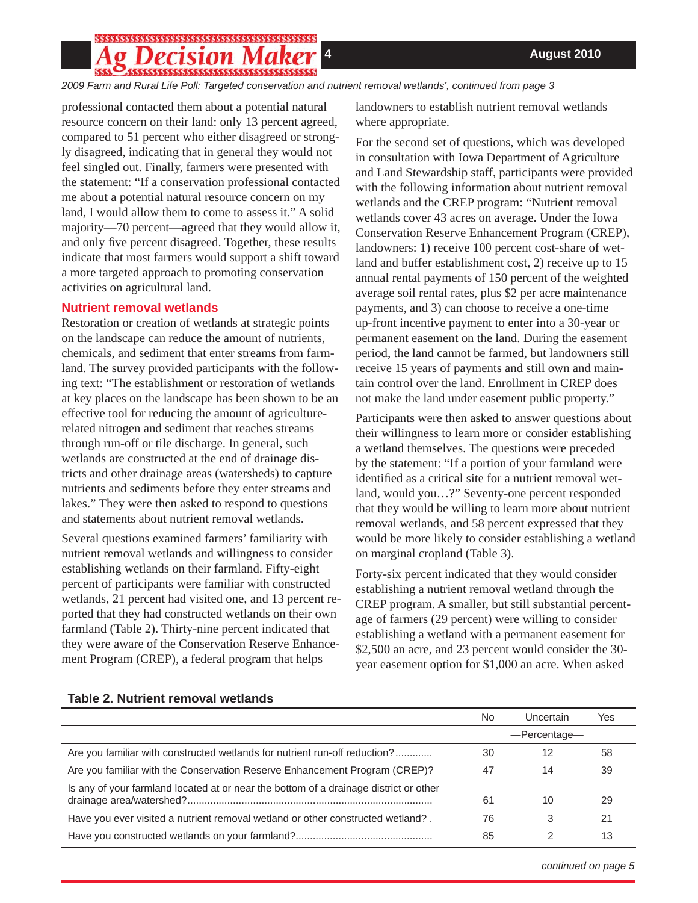*2009 Farm and Rural Life Poll: Targeted conservation and nutrient removal wetlands', continued from page 3*

professional contacted them about a potential natural resource concern on their land: only 13 percent agreed, compared to 51 percent who either disagreed or strongly disagreed, indicating that in general they would not feel singled out. Finally, farmers were presented with the statement: "If a conservation professional contacted me about a potential natural resource concern on my land, I would allow them to come to assess it." A solid majority—70 percent—agreed that they would allow it, and only five percent disagreed. Together, these results indicate that most farmers would support a shift toward a more targeted approach to promoting conservation activities on agricultural land.

### Nutrient removal wetlands

Restoration or creation of wetlands at strategic points on the landscape can reduce the amount of nutrients, chemicals, and sediment that enter streams from farmland. The survey provided participants with the following text: "The establishment or restoration of wetlands at key places on the landscape has been shown to be an effective tool for reducing the amount of agriculture-related nitrogen and sediment that reaches streams through run-off or tile discharge. In general, such wetlands are constructed at the end of drainage districts and other drainage areas (watersheds) to capture nutrients and sediments before they enter streams and lakes." They were then asked to respond to questions and statements about nutrient removal wetlands.

Several questions examined farmers' familiarity with nutrient removal wetlands and willingness to consider establishing wetlands on their farmland. Fifty-eight percent of participants were familiar with constructed wetlands, 21 percent had visited one, and 13 percent reported that they had constructed wetlands on their own farmland (Table 2). Thirty-nine percent indicated that they were aware of the Conservation Reserve Enhancement Program (CREP), a federal program that helps landowners to establish nutrient removal wetlands where appropriate.

For the second set of questions, which was developed in consultation with Iowa Department of Agriculture and Land Stewardship staff, participants were provided with the following information about nutrient removal wetlands and the CREP program: "Nutrient removal wetlands cover 43 acres on average. Under the Iowa Conservation Reserve Enhancement Program (CREP), landowners: 1) receive 100 percent cost-share of wetland and buffer establishment cost, 2) receive up to 15 annual rental payments of 150 percent of the weighted average soil rental rates, plus $2 per acre maintenance payments, and 3) can choose to receive a one-time up-front incentive payment to enter into a 30-year or permanent easement on the land. During the easement period, the land cannot be farmed, but landowners still receive 15 years of payments and still own and maintain control over the land. Enrollment in CREP does not make the land under easement public property."

Participants were then asked to answer questions about their willingness to learn more or consider establishing a wetland themselves. The questions were preceded by the statement: "If a portion of your farmland were identified as a critical site for a nutrient removal wetland, would you…?" Seventy-one percent responded that they would be willing to learn more about nutrient removal wetlands, and 58 percent expressed that they would be more likely to consider establishing a wetland on marginal cropland (Table 3).

Forty-six percent indicated that they would consider establishing a nutrient removal wetland through the CREP program. A smaller, but still substantial percentage of farmers (29 percent) were willing to consider establishing a wetland with a permanent easement for $2,500 an acre, and 23 percent would consider the 30-year easement option for $1,000 an acre. When asked

**Table 2. Nutrient removal wetlands**

| | No | Uncertain | Yes |
|---|---|---|---|
| | | —Percentage— | |
| Are you familiar with constructed wetlands for nutrient run-off reduction? | 30 | 12 | 58 |
| Are you familiar with the Conservation Reserve Enhancement Program (CREP)? | 47 | 14 | 39 |
| Is any of your farmland located at or near the bottom of a drainage district or other drainage area/watershed? | 61 | 10 | 29 |
| Have you ever visited a nutrient removal wetland or other constructed wetland? | 76 | 3 | 21 |
| Have you constructed wetlands on your farmland? | 85 | 2 | 13 |

*continued on page 5*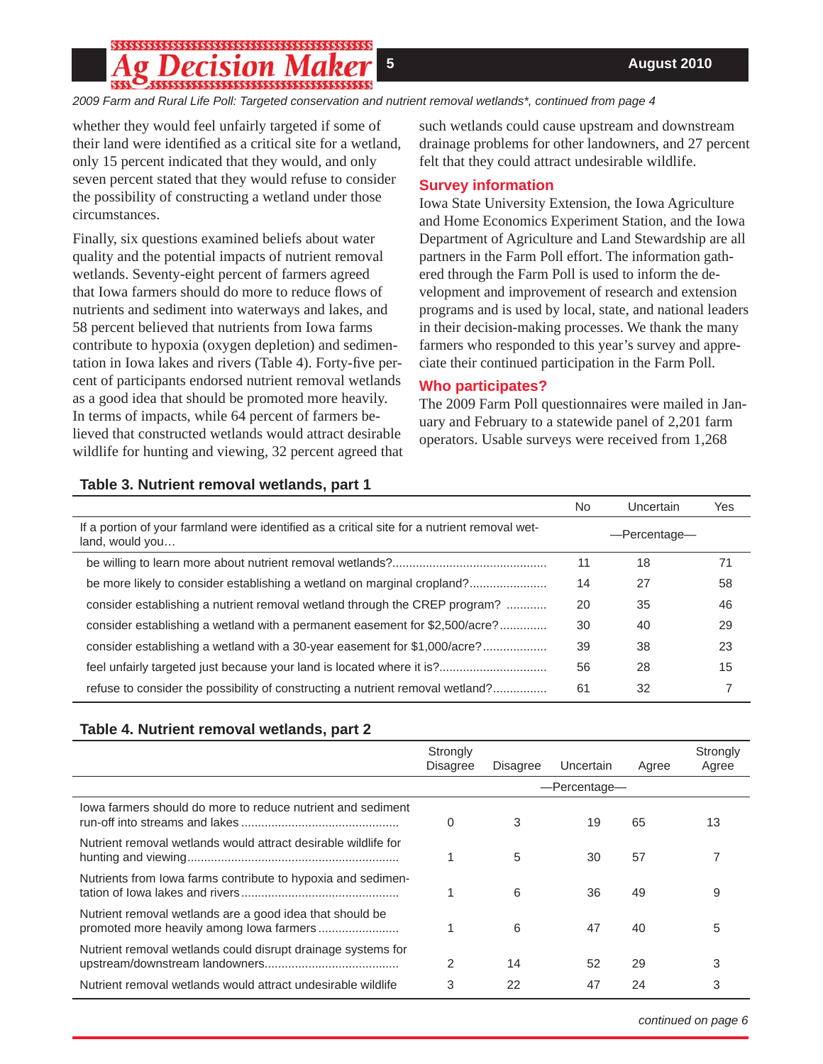*2009 Farm and Rural Life Poll: Targeted conservation and nutrient removal wetlands\*, continued from page 4*

whether they would feel unfairly targeted if some of their land were identified as a critical site for a wetland, only 15 percent indicated that they would, and only seven percent stated that they would refuse to consider the possibility of constructing a wetland under those circumstances.

Finally, six questions examined beliefs about water quality and the potential impacts of nutrient removal wetlands. Seventy-eight percent of farmers agreed that Iowa farmers should do more to reduce flows of nutrients and sediment into waterways and lakes, and 58 percent believed that nutrients from Iowa farms contribute to hypoxia (oxygen depletion) and sedimentation in Iowa lakes and rivers (Table 4). Forty-five percent of participants endorsed nutrient removal wetlands as a good idea that should be promoted more heavily. In terms of impacts, while 64 percent of farmers believed that constructed wetlands would attract desirable wildlife for hunting and viewing, 32 percent agreed that such wetlands could cause upstream and downstream drainage problems for other landowners, and 27 percent felt that they could attract undesirable wildlife.

## Survey information

Iowa State University Extension, the Iowa Agriculture and Home Economics Experiment Station, and the Iowa Department of Agriculture and Land Stewardship are all partners in the Farm Poll effort. The information gathered through the Farm Poll is used to inform the development and improvement of research and extension programs and is used by local, state, and national leaders in their decision-making processes. We thank the many farmers who responded to this year's survey and appreciate their continued participation in the Farm Poll.

## Who participates?

The 2009 Farm Poll questionnaires were mailed in January and February to a statewide panel of 2,201 farm operators. Usable surveys were received from 1,268

**Table 3. Nutrient removal wetlands, part 1**

| | No | Uncertain | Yes |
|---|---|---|---|
| If a portion of your farmland were identified as a critical site for a nutrient removal wetland, would you… | —Percentage— | | |
| be willing to learn more about nutrient removal wetlands? | 11 | 18 | 71 |
| be more likely to consider establishing a wetland on marginal cropland? | 14 | 27 | 58 |
| consider establishing a nutrient removal wetland through the CREP program? | 20 | 35 | 46 |
| consider establishing a wetland with a permanent easement for $2,500/acre? | 30 | 40 | 29 |
| consider establishing a wetland with a 30-year easement for $1,000/acre? | 39 | 38 | 23 |
| feel unfairly targeted just because your land is located where it is? | 56 | 28 | 15 |
| refuse to consider the possibility of constructing a nutrient removal wetland? | 61 | 32 | 7 |

**Table 4. Nutrient removal wetlands, part 2**

| | Strongly Disagree | Disagree | Uncertain | Agree | Strongly Agree |
|---|---|---|---|---|---|
| | —Percentage— | | | | |
| Iowa farmers should do more to reduce nutrient and sediment run-off into streams and lakes | 0 | 3 | 19 | 65 | 13 |
| Nutrient removal wetlands would attract desirable wildlife for hunting and viewing | 1 | 5 | 30 | 57 | 7 |
| Nutrients from Iowa farms contribute to hypoxia and sedimentation of Iowa lakes and rivers | 1 | 6 | 36 | 49 | 9 |
| Nutrient removal wetlands are a good idea that should be promoted more heavily among Iowa farmers | 1 | 6 | 47 | 40 | 5 |
| Nutrient removal wetlands could disrupt drainage systems for upstream/downstream landowners | 2 | 14 | 52 | 29 | 3 |
| Nutrient removal wetlands would attract undesirable wildlife | 3 | 22 | 47 | 24 | 3 |

*continued on page 6*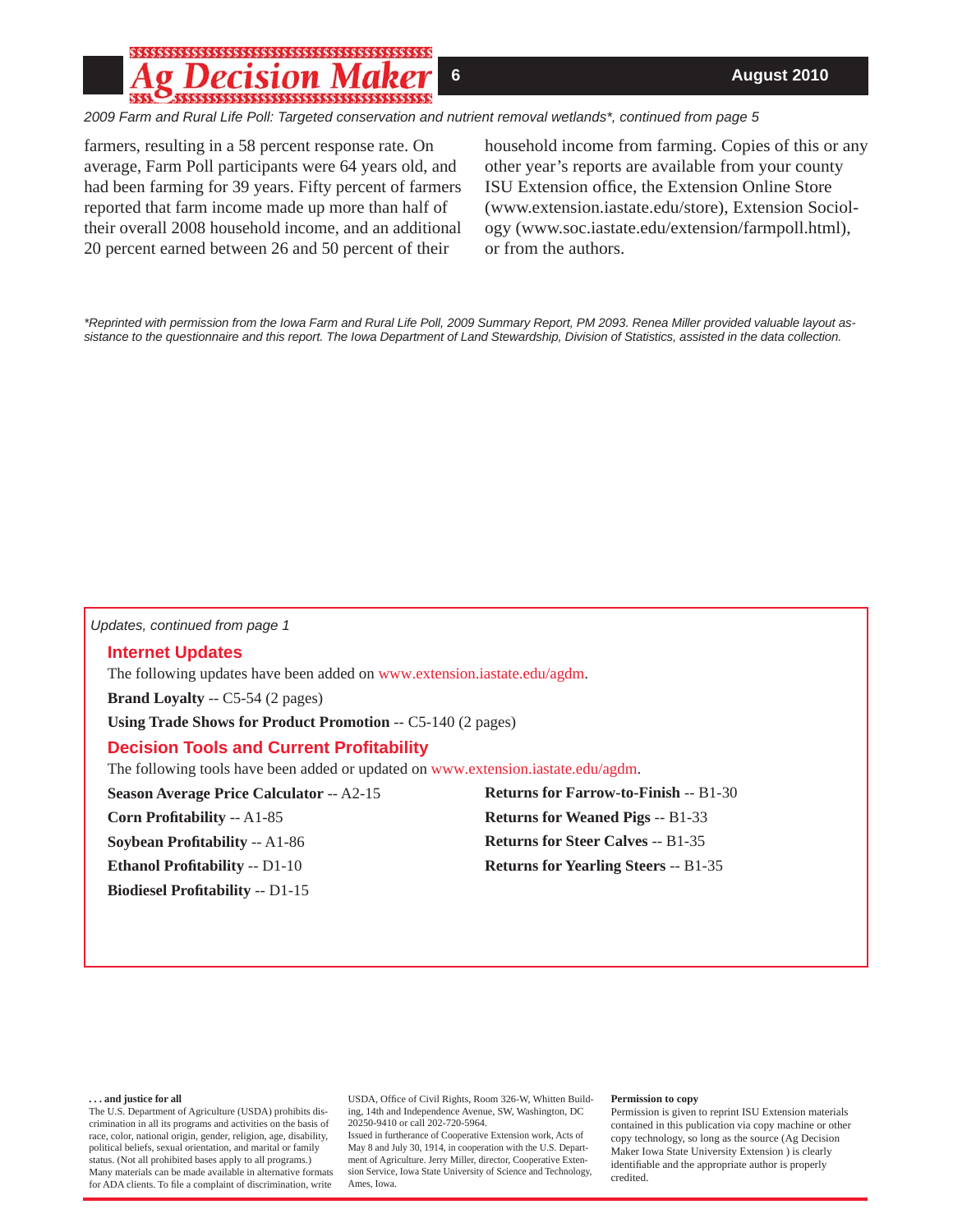*2009 Farm and Rural Life Poll: Targeted conservation and nutrient removal wetlands*, continued from page 5*

farmers, resulting in a 58 percent response rate. On average, Farm Poll participants were 64 years old, and had been farming for 39 years. Fifty percent of farmers reported that farm income made up more than half of their overall 2008 household income, and an additional 20 percent earned between 26 and 50 percent of their household income from farming. Copies of this or any other year's reports are available from your county ISU Extension office, the Extension Online Store (www.extension.iastate.edu/store), Extension Sociology (www.soc.iastate.edu/extension/farmpoll.html), or from the authors.

*\*Reprinted with permission from the Iowa Farm and Rural Life Poll, 2009 Summary Report, PM 2093. Renea Miller provided valuable layout assistance to the questionnaire and this report. The Iowa Department of Land Stewardship, Division of Statistics, assisted in the data collection.*

*Updates, continued from page 1*

## Internet Updates

The following updates have been added on www.extension.iastate.edu/agdm.

**Brand Loyalty** -- C5-54 (2 pages)

**Using Trade Shows for Product Promotion** -- C5-140 (2 pages)

## Decision Tools and Current Profitability

The following tools have been added or updated on www.extension.iastate.edu/agdm.

**Season Average Price Calculator** -- A2-15

**Corn Profitability** -- A1-85

**Soybean Profitability** -- A1-86

**Ethanol Profitability** -- D1-10

**Biodiesel Profitability** -- D1-15

**Returns for Farrow-to-Finish** -- B1-30

**Returns for Weaned Pigs** -- B1-33

**Returns for Steer Calves** -- B1-35

**Returns for Yearling Steers** -- B1-35

**. . . and justice for all**
The U.S. Department of Agriculture (USDA) prohibits discrimination in all its programs and activities on the basis of race, color, national origin, gender, religion, age, disability, political beliefs, sexual orientation, and marital or family status. (Not all prohibited bases apply to all programs.) Many materials can be made available in alternative formats for ADA clients. To file a complaint of discrimination, write USDA, Office of Civil Rights, Room 326-W, Whitten Building, 14th and Independence Avenue, SW, Washington, DC 20250-9410 or call 202-720-5964.
Issued in furtherance of Cooperative Extension work, Acts of May 8 and July 30, 1914, in cooperation with the U.S. Department of Agriculture. Jerry Miller, director, Cooperative Extension Service, Iowa State University of Science and Technology, Ames, Iowa.

**Permission to copy**
Permission is given to reprint ISU Extension materials contained in this publication via copy machine or other copy technology, so long as the source (Ag Decision Maker Iowa State University Extension ) is clearly identifiable and the appropriate author is properly credited.